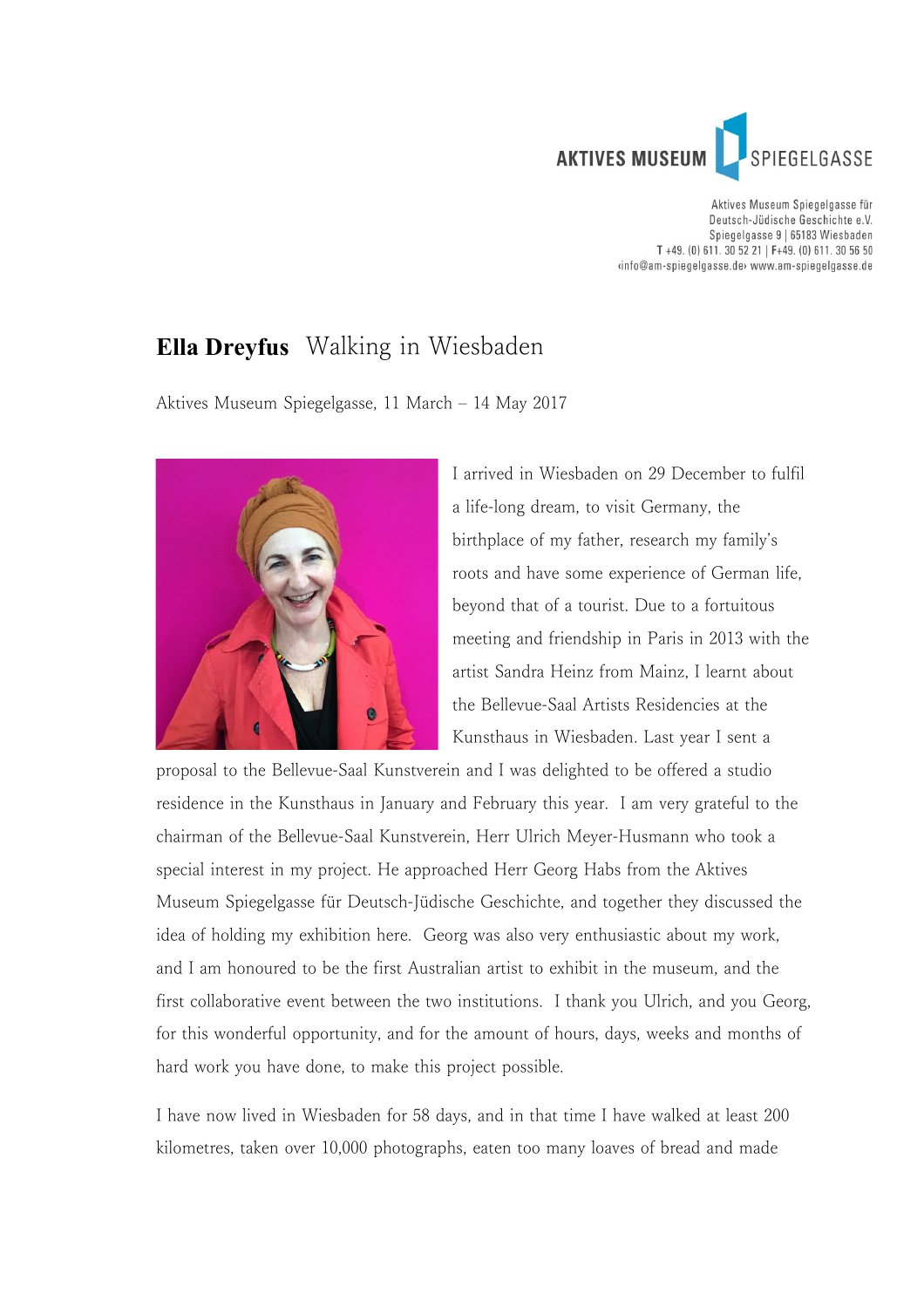AKTIVES MUSEUM SPIEGELGASSE

Aktives Museum Spiegelgasse für
Deutsch-Jüdische Geschichte e.V.
Spiegelgasse 9 | 65183 Wiesbaden
T +49. (0) 611. 30 52 21 | F+49. (0) 611. 30 56 50
‹info@am-spiegelgasse.de› www.am-spiegelgasse.de

# **Ella Dreyfus** Walking in Wiesbaden

Aktives Museum Spiegelgasse, 11 March – 14 May 2017

I arrived in Wiesbaden on 29 December to fulfil a life-long dream, to visit Germany, the birthplace of my father, research my family's roots and have some experience of German life, beyond that of a tourist. Due to a fortuitous meeting and friendship in Paris in 2013 with the artist Sandra Heinz from Mainz, I learnt about the Bellevue-Saal Artists Residencies at the Kunsthaus in Wiesbaden. Last year I sent a proposal to the Bellevue-Saal Kunstverein and I was delighted to be offered a studio residence in the Kunsthaus in January and February this year. I am very grateful to the chairman of the Bellevue-Saal Kunstverein, Herr Ulrich Meyer-Husmann who took a special interest in my project. He approached Herr Georg Habs from the Aktives Museum Spiegelgasse für Deutsch-Jüdische Geschichte, and together they discussed the idea of holding my exhibition here. Georg was also very enthusiastic about my work, and I am honoured to be the first Australian artist to exhibit in the museum, and the first collaborative event between the two institutions. I thank you Ulrich, and you Georg, for this wonderful opportunity, and for the amount of hours, days, weeks and months of hard work you have done, to make this project possible.

I have now lived in Wiesbaden for 58 days, and in that time I have walked at least 200 kilometres, taken over 10,000 photographs, eaten too many loaves of bread and made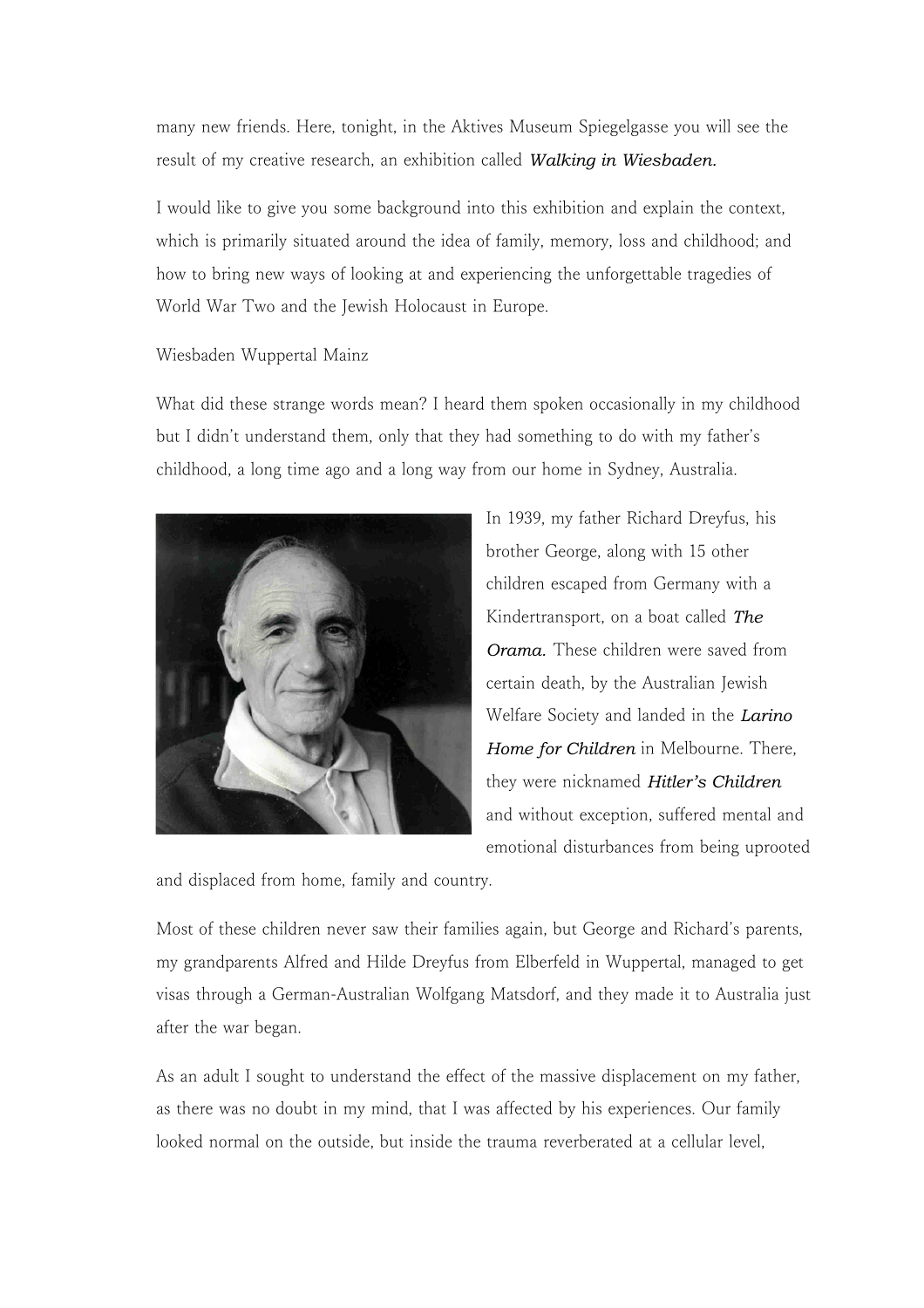many new friends. Here, tonight, in the Aktives Museum Spiegelgasse you will see the result of my creative research, an exhibition called ***Walking in Wiesbaden.***

I would like to give you some background into this exhibition and explain the context, which is primarily situated around the idea of family, memory, loss and childhood; and how to bring new ways of looking at and experiencing the unforgettable tragedies of World War Two and the Jewish Holocaust in Europe.

Wiesbaden Wuppertal Mainz

What did these strange words mean? I heard them spoken occasionally in my childhood but I didn't understand them, only that they had something to do with my father's childhood, a long time ago and a long way from our home in Sydney, Australia.

In 1939, my father Richard Dreyfus, his brother George, along with 15 other children escaped from Germany with a Kindertransport, on a boat called ***The Orama.*** These children were saved from certain death, by the Australian Jewish Welfare Society and landed in the ***Larino Home for Children*** in Melbourne. There, they were nicknamed ***Hitler's Children*** and without exception, suffered mental and emotional disturbances from being uprooted and displaced from home, family and country.

Most of these children never saw their families again, but George and Richard's parents, my grandparents Alfred and Hilde Dreyfus from Elberfeld in Wuppertal, managed to get visas through a German-Australian Wolfgang Matsdorf, and they made it to Australia just after the war began.

As an adult I sought to understand the effect of the massive displacement on my father, as there was no doubt in my mind, that I was affected by his experiences. Our family looked normal on the outside, but inside the trauma reverberated at a cellular level,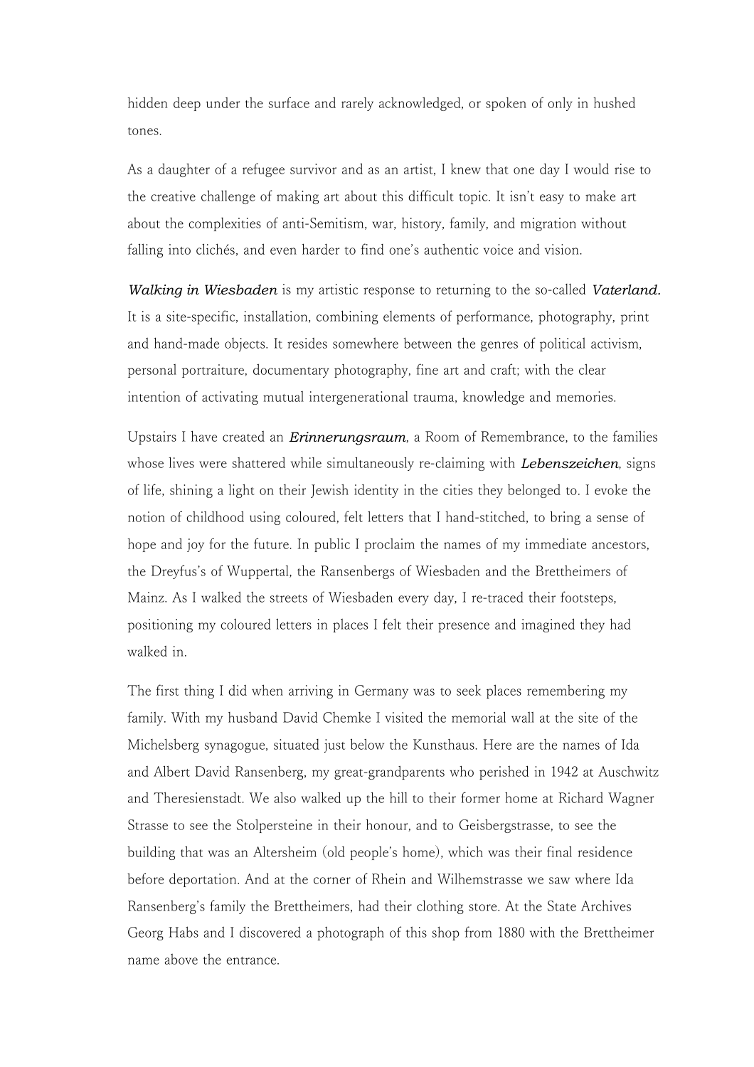hidden deep under the surface and rarely acknowledged, or spoken of only in hushed tones.

As a daughter of a refugee survivor and as an artist, I knew that one day I would rise to the creative challenge of making art about this difficult topic. It isn't easy to make art about the complexities of anti-Semitism, war, history, family, and migration without falling into clichés, and even harder to find one's authentic voice and vision.

***Walking in Wiesbaden*** is my artistic response to returning to the so-called ***Vaterland.*** It is a site-specific, installation, combining elements of performance, photography, print and hand-made objects. It resides somewhere between the genres of political activism, personal portraiture, documentary photography, fine art and craft; with the clear intention of activating mutual intergenerational trauma, knowledge and memories.

Upstairs I have created an ***Erinnerungsraum***, a Room of Remembrance, to the families whose lives were shattered while simultaneously re-claiming with ***Lebenszeichen***, signs of life, shining a light on their Jewish identity in the cities they belonged to. I evoke the notion of childhood using coloured, felt letters that I hand-stitched, to bring a sense of hope and joy for the future. In public I proclaim the names of my immediate ancestors, the Dreyfus's of Wuppertal, the Ransenbergs of Wiesbaden and the Brettheimers of Mainz. As I walked the streets of Wiesbaden every day, I re-traced their footsteps, positioning my coloured letters in places I felt their presence and imagined they had walked in.

The first thing I did when arriving in Germany was to seek places remembering my family. With my husband David Chemke I visited the memorial wall at the site of the Michelsberg synagogue, situated just below the Kunsthaus. Here are the names of Ida and Albert David Ransenberg, my great-grandparents who perished in 1942 at Auschwitz and Theresienstadt. We also walked up the hill to their former home at Richard Wagner Strasse to see the Stolpersteine in their honour, and to Geisbergstrasse, to see the building that was an Altersheim (old people's home), which was their final residence before deportation. And at the corner of Rhein and Wilhemstrasse we saw where Ida Ransenberg's family the Brettheimers, had their clothing store. At the State Archives Georg Habs and I discovered a photograph of this shop from 1880 with the Brettheimer name above the entrance.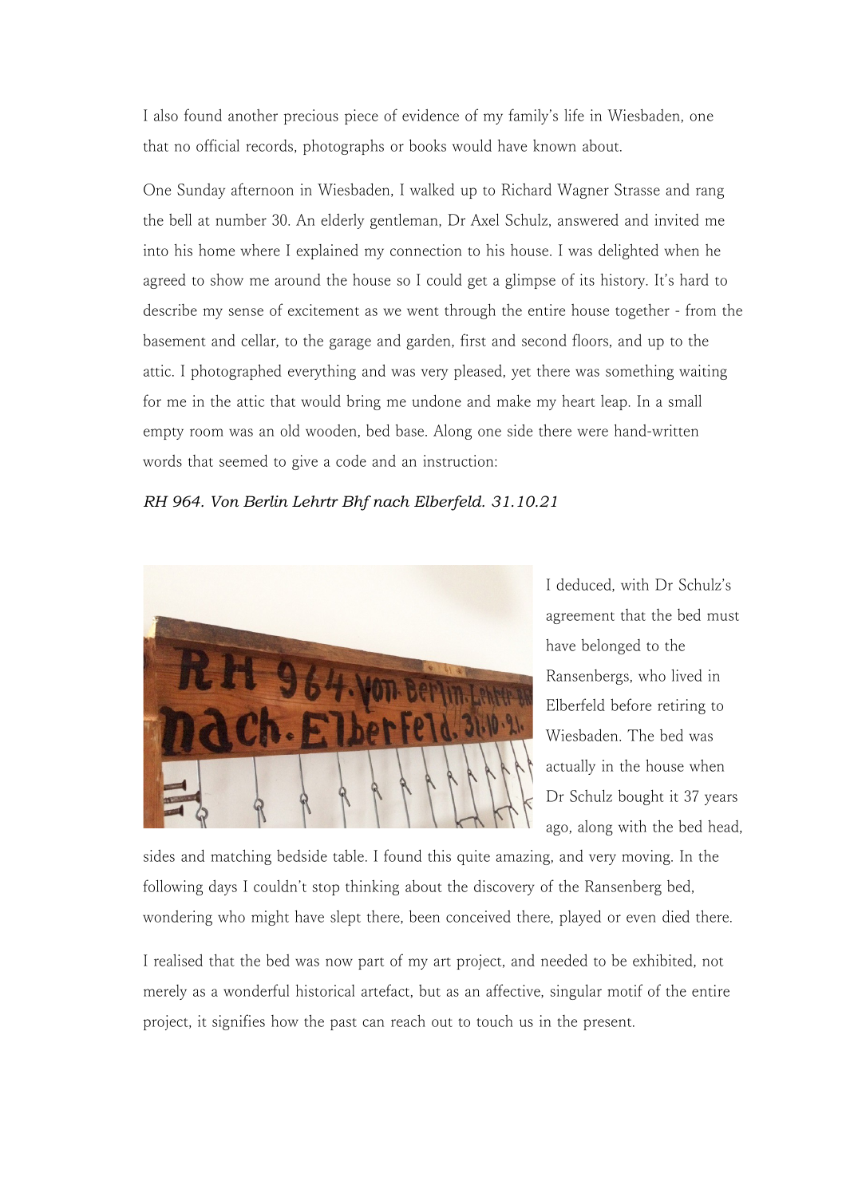I also found another precious piece of evidence of my family's life in Wiesbaden, one that no official records, photographs or books would have known about.

One Sunday afternoon in Wiesbaden, I walked up to Richard Wagner Strasse and rang the bell at number 30. An elderly gentleman, Dr Axel Schulz, answered and invited me into his home where I explained my connection to his house. I was delighted when he agreed to show me around the house so I could get a glimpse of its history. It's hard to describe my sense of excitement as we went through the entire house together - from the basement and cellar, to the garage and garden, first and second floors, and up to the attic. I photographed everything and was very pleased, yet there was something waiting for me in the attic that would bring me undone and make my heart leap. In a small empty room was an old wooden, bed base. Along one side there were hand-written words that seemed to give a code and an instruction:

*RH 964. Von Berlin Lehrtr Bhf nach Elberfeld. 31.10.21*

I deduced, with Dr Schulz's agreement that the bed must have belonged to the Ransenbergs, who lived in Elberfeld before retiring to Wiesbaden. The bed was actually in the house when Dr Schulz bought it 37 years ago, along with the bed head, sides and matching bedside table. I found this quite amazing, and very moving. In the following days I couldn't stop thinking about the discovery of the Ransenberg bed, wondering who might have slept there, been conceived there, played or even died there.

I realised that the bed was now part of my art project, and needed to be exhibited, not merely as a wonderful historical artefact, but as an affective, singular motif of the entire project, it signifies how the past can reach out to touch us in the present.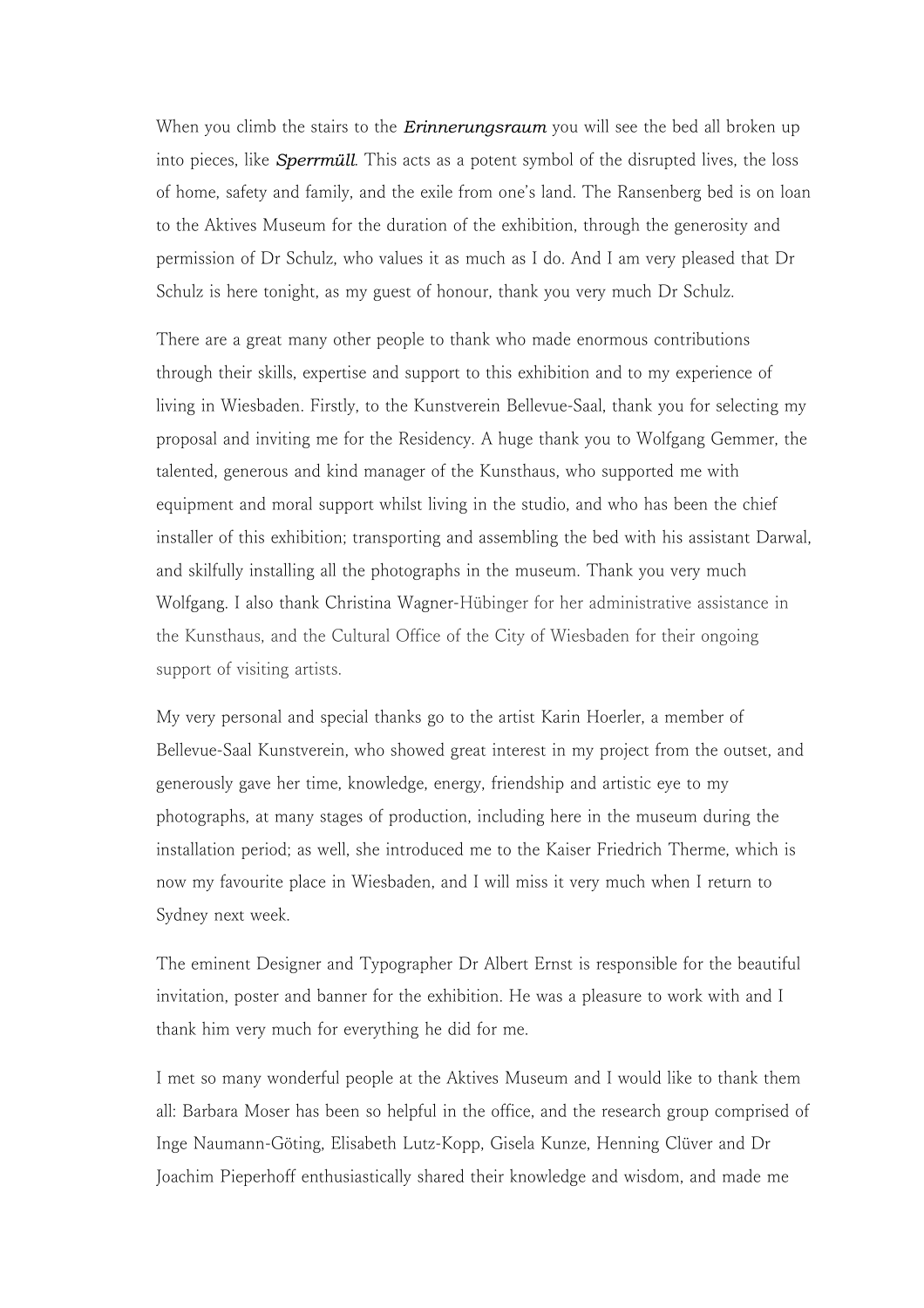When you climb the stairs to the ***Erinnerungsraum*** you will see the bed all broken up into pieces, like ***Sperrmüll***. This acts as a potent symbol of the disrupted lives, the loss of home, safety and family, and the exile from one's land. The Ransenberg bed is on loan to the Aktives Museum for the duration of the exhibition, through the generosity and permission of Dr Schulz, who values it as much as I do. And I am very pleased that Dr Schulz is here tonight, as my guest of honour, thank you very much Dr Schulz.

There are a great many other people to thank who made enormous contributions through their skills, expertise and support to this exhibition and to my experience of living in Wiesbaden. Firstly, to the Kunstverein Bellevue-Saal, thank you for selecting my proposal and inviting me for the Residency. A huge thank you to Wolfgang Gemmer, the talented, generous and kind manager of the Kunsthaus, who supported me with equipment and moral support whilst living in the studio, and who has been the chief installer of this exhibition; transporting and assembling the bed with his assistant Darwal, and skilfully installing all the photographs in the museum. Thank you very much Wolfgang. I also thank Christina Wagner-Hübinger for her administrative assistance in the Kunsthaus, and the Cultural Office of the City of Wiesbaden for their ongoing support of visiting artists.

My very personal and special thanks go to the artist Karin Hoerler, a member of Bellevue-Saal Kunstverein, who showed great interest in my project from the outset, and generously gave her time, knowledge, energy, friendship and artistic eye to my photographs, at many stages of production, including here in the museum during the installation period; as well, she introduced me to the Kaiser Friedrich Therme, which is now my favourite place in Wiesbaden, and I will miss it very much when I return to Sydney next week.

The eminent Designer and Typographer Dr Albert Ernst is responsible for the beautiful invitation, poster and banner for the exhibition. He was a pleasure to work with and I thank him very much for everything he did for me.

I met so many wonderful people at the Aktives Museum and I would like to thank them all: Barbara Moser has been so helpful in the office, and the research group comprised of Inge Naumann-Göting, Elisabeth Lutz-Kopp, Gisela Kunze, Henning Clüver and Dr Joachim Pieperhoff enthusiastically shared their knowledge and wisdom, and made me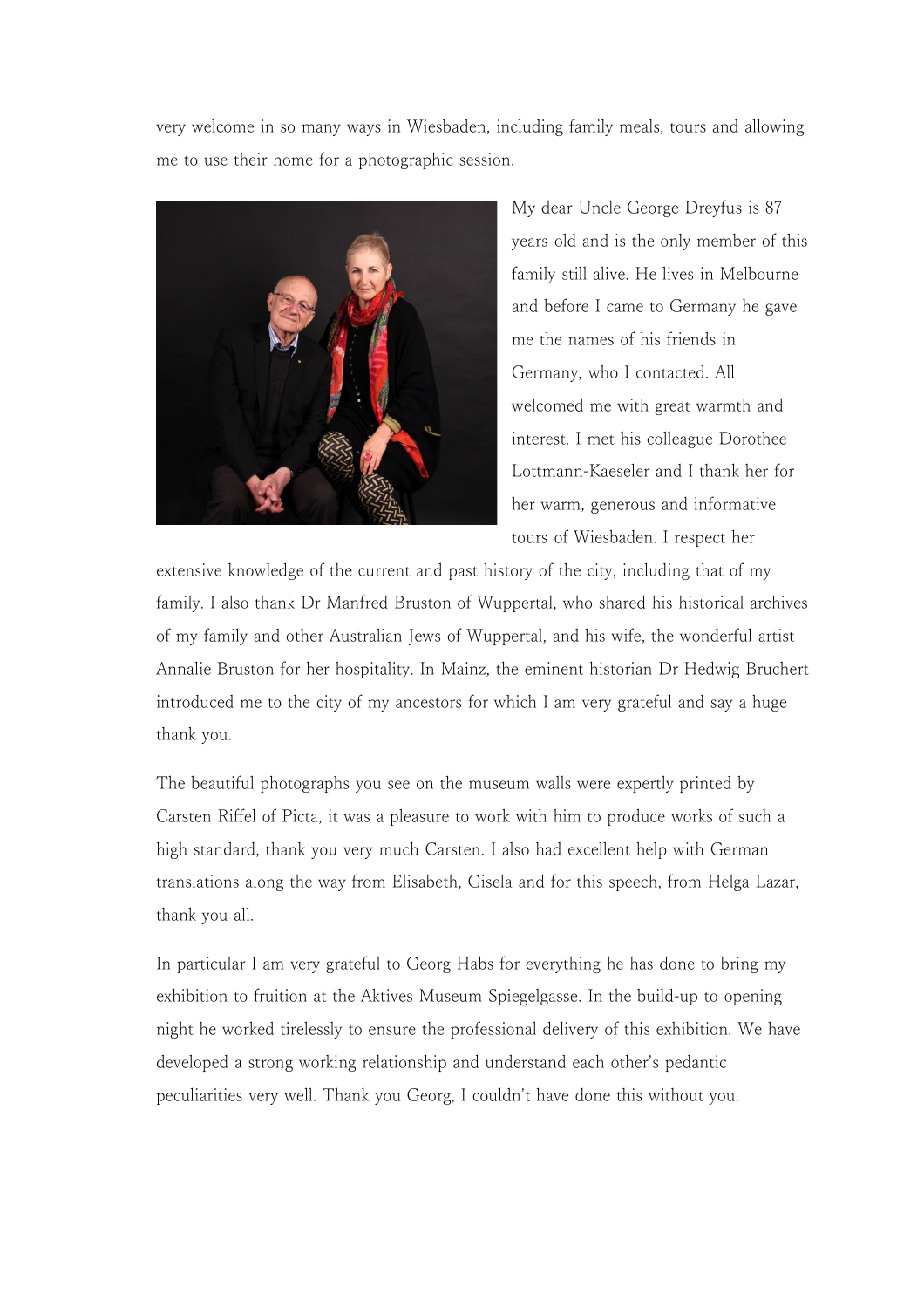very welcome in so many ways in Wiesbaden, including family meals, tours and allowing me to use their home for a photographic session.

My dear Uncle George Dreyfus is 87 years old and is the only member of this family still alive. He lives in Melbourne and before I came to Germany he gave me the names of his friends in Germany, who I contacted. All welcomed me with great warmth and interest. I met his colleague Dorothee Lottmann-Kaeseler and I thank her for her warm, generous and informative tours of Wiesbaden. I respect her extensive knowledge of the current and past history of the city, including that of my family. I also thank Dr Manfred Bruston of Wuppertal, who shared his historical archives of my family and other Australian Jews of Wuppertal, and his wife, the wonderful artist Annalie Bruston for her hospitality. In Mainz, the eminent historian Dr Hedwig Bruchert introduced me to the city of my ancestors for which I am very grateful and say a huge thank you.

The beautiful photographs you see on the museum walls were expertly printed by Carsten Riffel of Picta, it was a pleasure to work with him to produce works of such a high standard, thank you very much Carsten. I also had excellent help with German translations along the way from Elisabeth, Gisela and for this speech, from Helga Lazar, thank you all.

In particular I am very grateful to Georg Habs for everything he has done to bring my exhibition to fruition at the Aktives Museum Spiegelgasse. In the build-up to opening night he worked tirelessly to ensure the professional delivery of this exhibition. We have developed a strong working relationship and understand each other's pedantic peculiarities very well. Thank you Georg, I couldn't have done this without you.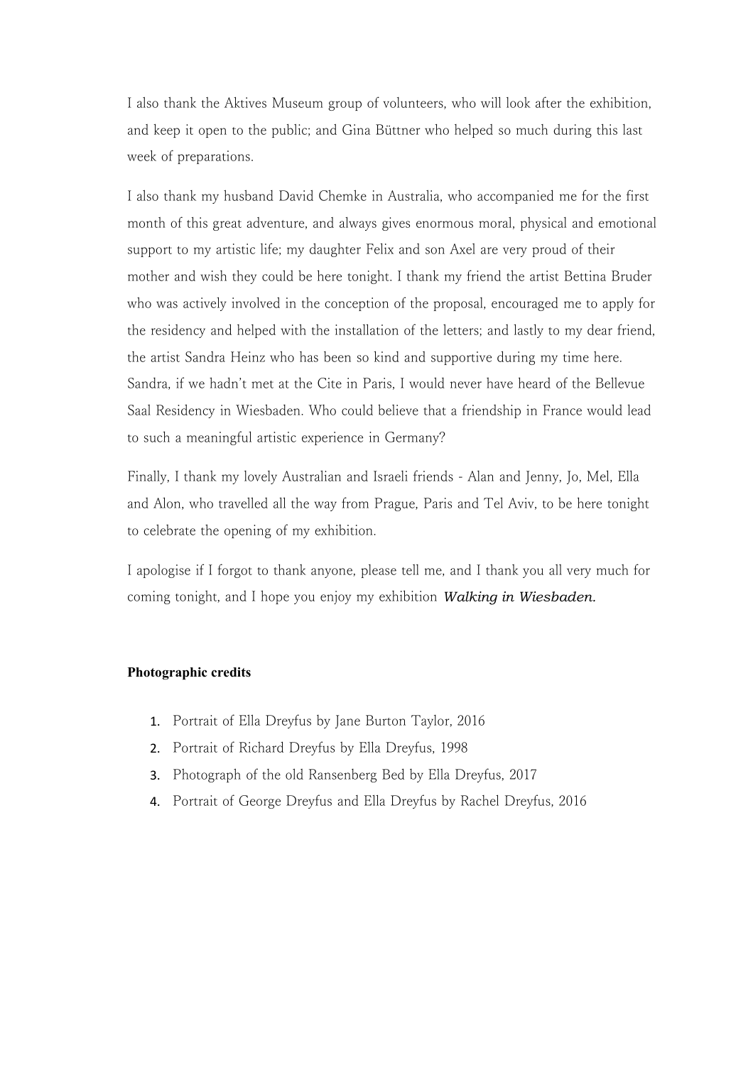I also thank the Aktives Museum group of volunteers, who will look after the exhibition, and keep it open to the public; and Gina Büttner who helped so much during this last week of preparations.

I also thank my husband David Chemke in Australia, who accompanied me for the first month of this great adventure, and always gives enormous moral, physical and emotional support to my artistic life; my daughter Felix and son Axel are very proud of their mother and wish they could be here tonight. I thank my friend the artist Bettina Bruder who was actively involved in the conception of the proposal, encouraged me to apply for the residency and helped with the installation of the letters; and lastly to my dear friend, the artist Sandra Heinz who has been so kind and supportive during my time here. Sandra, if we hadn't met at the Cite in Paris, I would never have heard of the Bellevue Saal Residency in Wiesbaden. Who could believe that a friendship in France would lead to such a meaningful artistic experience in Germany?

Finally, I thank my lovely Australian and Israeli friends - Alan and Jenny, Jo, Mel, Ella and Alon, who travelled all the way from Prague, Paris and Tel Aviv, to be here tonight to celebrate the opening of my exhibition.

I apologise if I forgot to thank anyone, please tell me, and I thank you all very much for coming tonight, and I hope you enjoy my exhibition ***Walking in Wiesbaden.***

**Photographic credits**

1. Portrait of Ella Dreyfus by Jane Burton Taylor, 2016
2. Portrait of Richard Dreyfus by Ella Dreyfus, 1998
3. Photograph of the old Ransenberg Bed by Ella Dreyfus, 2017
4. Portrait of George Dreyfus and Ella Dreyfus by Rachel Dreyfus, 2016